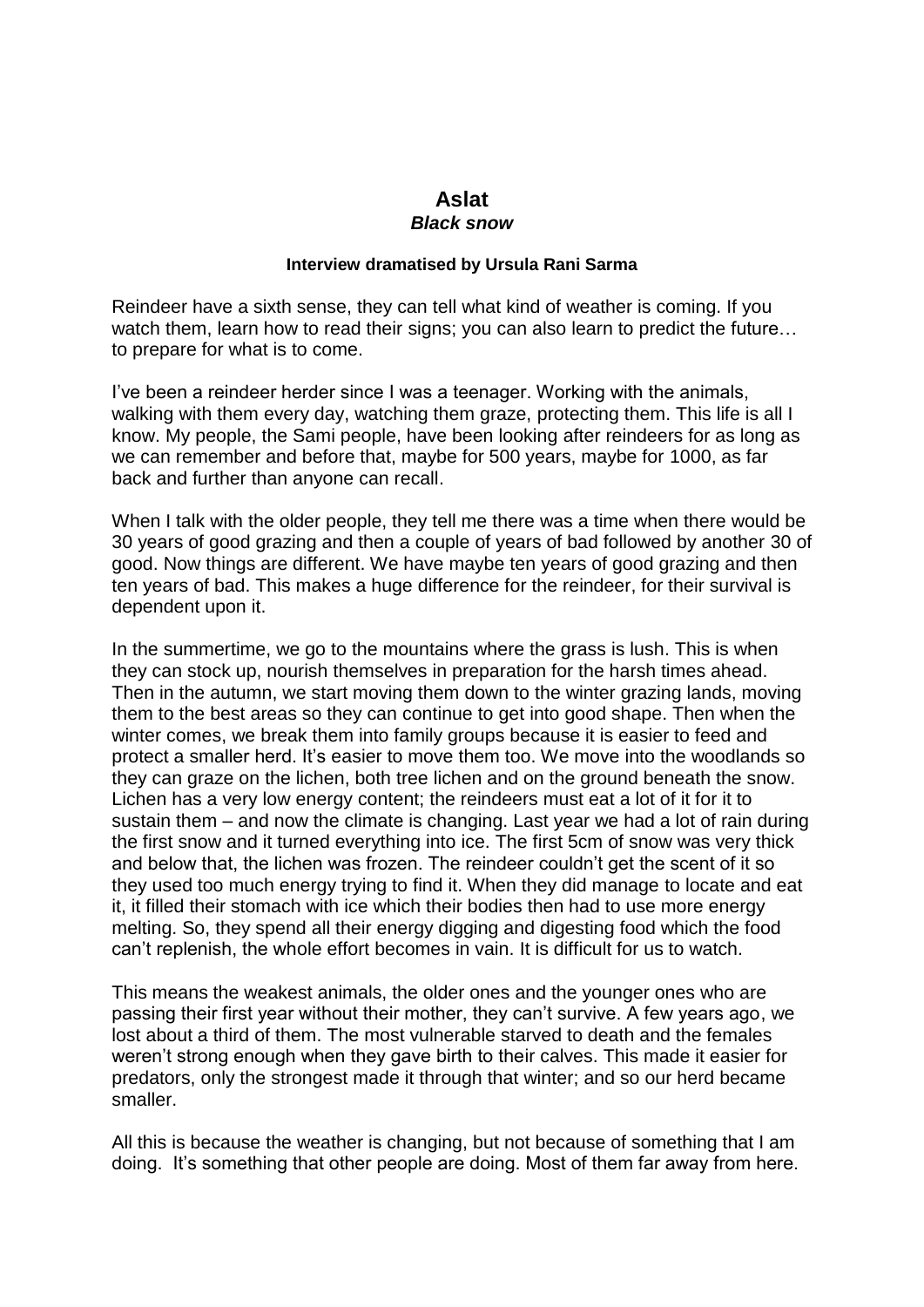# Aslat

## *Black snow*

**Interview dramatised by Ursula Rani Sarma**

Reindeer have a sixth sense, they can tell what kind of weather is coming. If you watch them, learn how to read their signs; you can also learn to predict the future… to prepare for what is to come.

I've been a reindeer herder since I was a teenager. Working with the animals, walking with them every day, watching them graze, protecting them. This life is all I know. My people, the Sami people, have been looking after reindeers for as long as we can remember and before that, maybe for 500 years, maybe for 1000, as far back and further than anyone can recall.

When I talk with the older people, they tell me there was a time when there would be 30 years of good grazing and then a couple of years of bad followed by another 30 of good. Now things are different. We have maybe ten years of good grazing and then ten years of bad. This makes a huge difference for the reindeer, for their survival is dependent upon it.

In the summertime, we go to the mountains where the grass is lush. This is when they can stock up, nourish themselves in preparation for the harsh times ahead. Then in the autumn, we start moving them down to the winter grazing lands, moving them to the best areas so they can continue to get into good shape. Then when the winter comes, we break them into family groups because it is easier to feed and protect a smaller herd. It's easier to move them too. We move into the woodlands so they can graze on the lichen, both tree lichen and on the ground beneath the snow. Lichen has a very low energy content; the reindeers must eat a lot of it for it to sustain them – and now the climate is changing. Last year we had a lot of rain during the first snow and it turned everything into ice. The first 5cm of snow was very thick and below that, the lichen was frozen. The reindeer couldn't get the scent of it so they used too much energy trying to find it. When they did manage to locate and eat it, it filled their stomach with ice which their bodies then had to use more energy melting. So, they spend all their energy digging and digesting food which the food can't replenish, the whole effort becomes in vain. It is difficult for us to watch.

This means the weakest animals, the older ones and the younger ones who are passing their first year without their mother, they can't survive. A few years ago, we lost about a third of them. The most vulnerable starved to death and the females weren't strong enough when they gave birth to their calves. This made it easier for predators, only the strongest made it through that winter; and so our herd became smaller.

All this is because the weather is changing, but not because of something that I am doing. It's something that other people are doing. Most of them far away from here.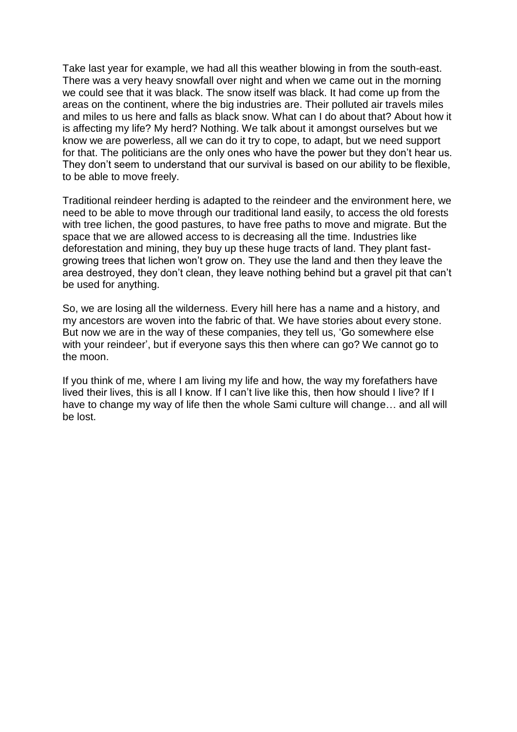Take last year for example, we had all this weather blowing in from the south-east. There was a very heavy snowfall over night and when we came out in the morning we could see that it was black. The snow itself was black. It had come up from the areas on the continent, where the big industries are. Their polluted air travels miles and miles to us here and falls as black snow. What can I do about that? About how it is affecting my life? My herd? Nothing. We talk about it amongst ourselves but we know we are powerless, all we can do it try to cope, to adapt, but we need support for that. The politicians are the only ones who have the power but they don't hear us. They don't seem to understand that our survival is based on our ability to be flexible, to be able to move freely.

Traditional reindeer herding is adapted to the reindeer and the environment here, we need to be able to move through our traditional land easily, to access the old forests with tree lichen, the good pastures, to have free paths to move and migrate. But the space that we are allowed access to is decreasing all the time. Industries like deforestation and mining, they buy up these huge tracts of land. They plant fast-growing trees that lichen won't grow on. They use the land and then they leave the area destroyed, they don't clean, they leave nothing behind but a gravel pit that can't be used for anything.

So, we are losing all the wilderness. Every hill here has a name and a history, and my ancestors are woven into the fabric of that. We have stories about every stone. But now we are in the way of these companies, they tell us, 'Go somewhere else with your reindeer', but if everyone says this then where can go? We cannot go to the moon.

If you think of me, where I am living my life and how, the way my forefathers have lived their lives, this is all I know. If I can't live like this, then how should I live? If I have to change my way of life then the whole Sami culture will change… and all will be lost.